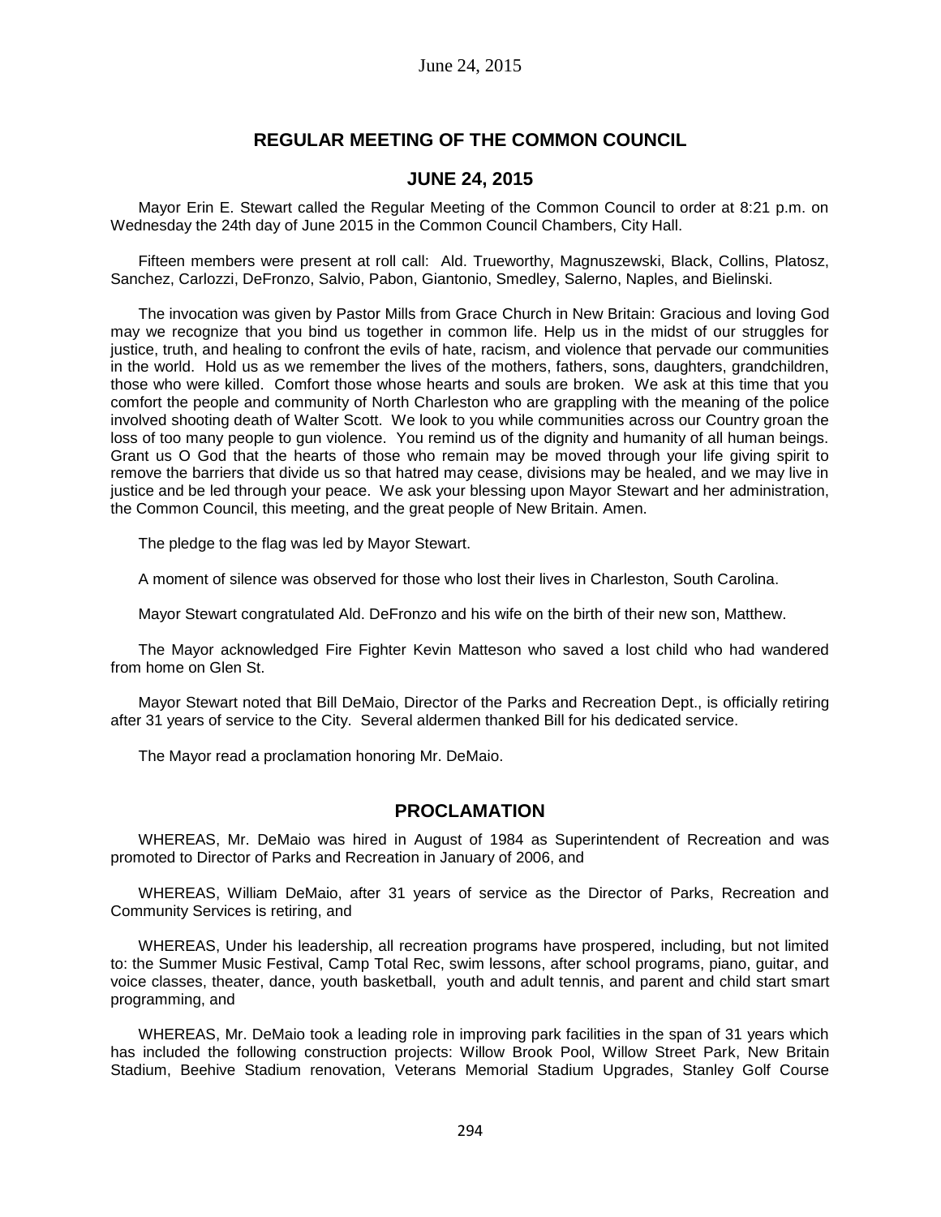## REGULAR MEETING OF THE COMMON COUNCIL

## JUNE 24, 2015

Mayor Erin E. Stewart called the Regular Meeting of the Common Council to order at 8:21 p.m. on Wednesday the 24th day of June 2015 in the Common Council Chambers, City Hall.

Fifteen members were present at roll call: Ald. Trueworthy, Magnuszewski, Black, Collins, Platosz, Sanchez, Carlozzi, DeFronzo, Salvio, Pabon, Giantonio, Smedley, Salerno, Naples, and Bielinski.

The invocation was given by Pastor Mills from Grace Church in New Britain: Gracious and loving God may we recognize that you bind us together in common life. Help us in the midst of our struggles for justice, truth, and healing to confront the evils of hate, racism, and violence that pervade our communities in the world. Hold us as we remember the lives of the mothers, fathers, sons, daughters, grandchildren, those who were killed. Comfort those whose hearts and souls are broken. We ask at this time that you comfort the people and community of North Charleston who are grappling with the meaning of the police involved shooting death of Walter Scott. We look to you while communities across our Country groan the loss of too many people to gun violence. You remind us of the dignity and humanity of all human beings. Grant us O God that the hearts of those who remain may be moved through your life giving spirit to remove the barriers that divide us so that hatred may cease, divisions may be healed, and we may live in justice and be led through your peace. We ask your blessing upon Mayor Stewart and her administration, the Common Council, this meeting, and the great people of New Britain. Amen.

The pledge to the flag was led by Mayor Stewart.

A moment of silence was observed for those who lost their lives in Charleston, South Carolina.

Mayor Stewart congratulated Ald. DeFronzo and his wife on the birth of their new son, Matthew.

The Mayor acknowledged Fire Fighter Kevin Matteson who saved a lost child who had wandered from home on Glen St.

Mayor Stewart noted that Bill DeMaio, Director of the Parks and Recreation Dept., is officially retiring after 31 years of service to the City. Several aldermen thanked Bill for his dedicated service.

The Mayor read a proclamation honoring Mr. DeMaio.

## PROCLAMATION

WHEREAS, Mr. DeMaio was hired in August of 1984 as Superintendent of Recreation and was promoted to Director of Parks and Recreation in January of 2006, and

WHEREAS, William DeMaio, after 31 years of service as the Director of Parks, Recreation and Community Services is retiring, and

WHEREAS, Under his leadership, all recreation programs have prospered, including, but not limited to: the Summer Music Festival, Camp Total Rec, swim lessons, after school programs, piano, guitar, and voice classes, theater, dance, youth basketball, youth and adult tennis, and parent and child start smart programming, and

WHEREAS, Mr. DeMaio took a leading role in improving park facilities in the span of 31 years which has included the following construction projects: Willow Brook Pool, Willow Street Park, New Britain Stadium, Beehive Stadium renovation, Veterans Memorial Stadium Upgrades, Stanley Golf Course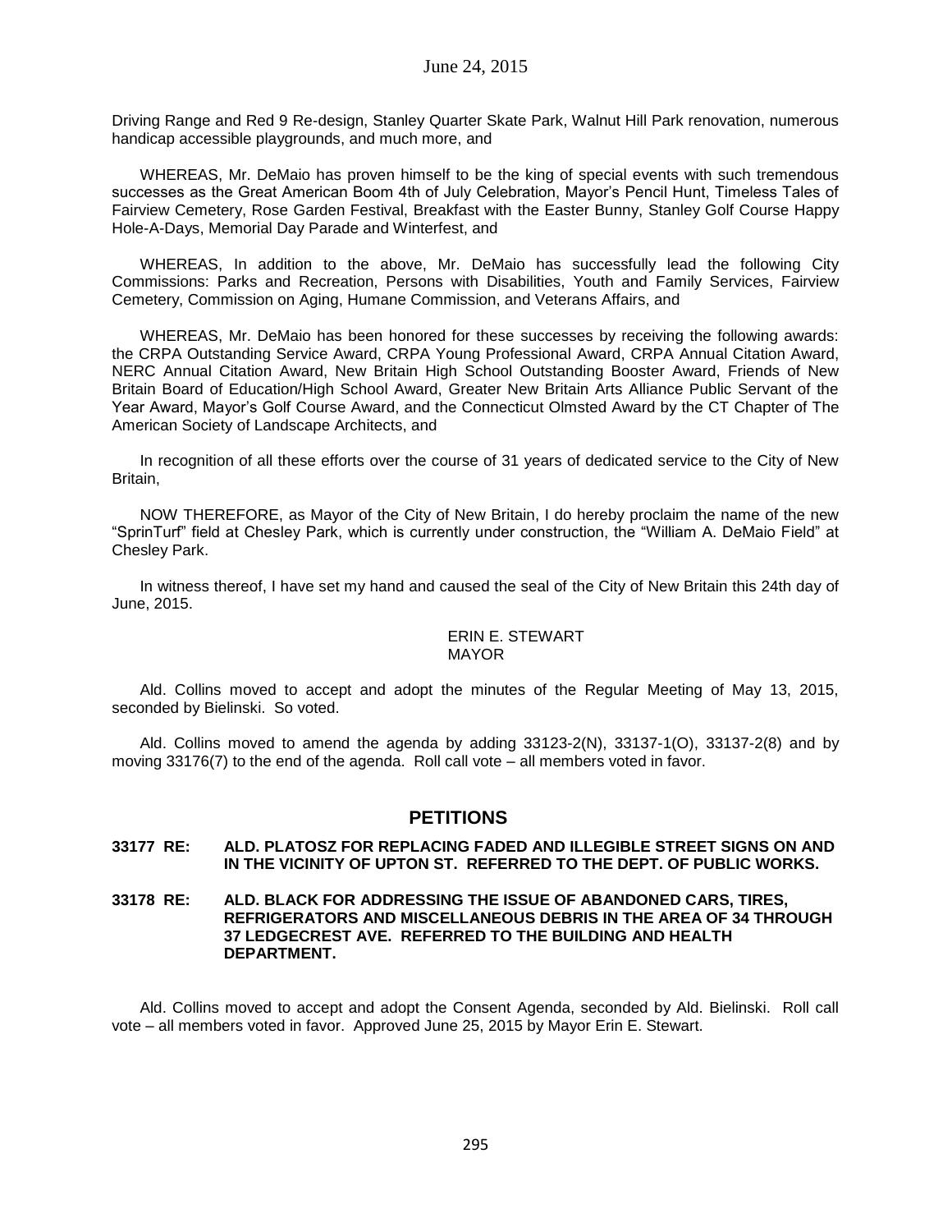Driving Range and Red 9 Re-design, Stanley Quarter Skate Park, Walnut Hill Park renovation, numerous handicap accessible playgrounds, and much more, and

WHEREAS, Mr. DeMaio has proven himself to be the king of special events with such tremendous successes as the Great American Boom 4th of July Celebration, Mayor's Pencil Hunt, Timeless Tales of Fairview Cemetery, Rose Garden Festival, Breakfast with the Easter Bunny, Stanley Golf Course Happy Hole-A-Days, Memorial Day Parade and Winterfest, and

WHEREAS, In addition to the above, Mr. DeMaio has successfully lead the following City Commissions: Parks and Recreation, Persons with Disabilities, Youth and Family Services, Fairview Cemetery, Commission on Aging, Humane Commission, and Veterans Affairs, and

WHEREAS, Mr. DeMaio has been honored for these successes by receiving the following awards: the CRPA Outstanding Service Award, CRPA Young Professional Award, CRPA Annual Citation Award, NERC Annual Citation Award, New Britain High School Outstanding Booster Award, Friends of New Britain Board of Education/High School Award, Greater New Britain Arts Alliance Public Servant of the Year Award, Mayor's Golf Course Award, and the Connecticut Olmsted Award by the CT Chapter of The American Society of Landscape Architects, and

In recognition of all these efforts over the course of 31 years of dedicated service to the City of New Britain,

NOW THEREFORE, as Mayor of the City of New Britain, I do hereby proclaim the name of the new "SprinTurf" field at Chesley Park, which is currently under construction, the "William A. DeMaio Field" at Chesley Park.

In witness thereof, I have set my hand and caused the seal of the City of New Britain this 24th day of June, 2015.

ERIN E. STEWART
MAYOR

Ald. Collins moved to accept and adopt the minutes of the Regular Meeting of May 13, 2015, seconded by Bielinski. So voted.

Ald. Collins moved to amend the agenda by adding 33123-2(N), 33137-1(O), 33137-2(8) and by moving 33176(7) to the end of the agenda. Roll call vote – all members voted in favor.

## PETITIONS

**33177 RE: ALD. PLATOSZ FOR REPLACING FADED AND ILLEGIBLE STREET SIGNS ON AND IN THE VICINITY OF UPTON ST. REFERRED TO THE DEPT. OF PUBLIC WORKS.**

**33178 RE: ALD. BLACK FOR ADDRESSING THE ISSUE OF ABANDONED CARS, TIRES, REFRIGERATORS AND MISCELLANEOUS DEBRIS IN THE AREA OF 34 THROUGH 37 LEDGECREST AVE. REFERRED TO THE BUILDING AND HEALTH DEPARTMENT.**

Ald. Collins moved to accept and adopt the Consent Agenda, seconded by Ald. Bielinski. Roll call vote – all members voted in favor. Approved June 25, 2015 by Mayor Erin E. Stewart.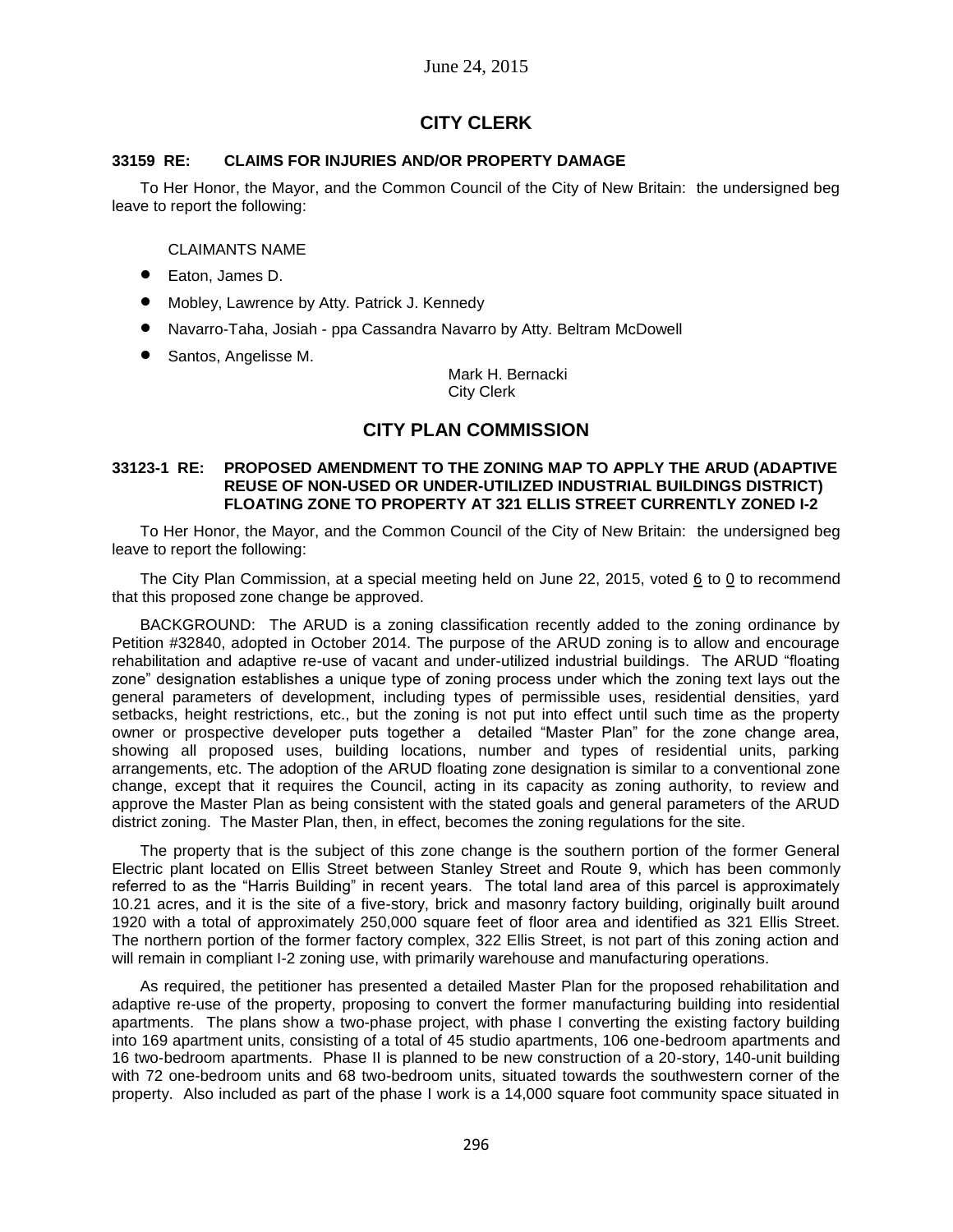June 24, 2015

## CITY CLERK

**33159 RE: CLAIMS FOR INJURIES AND/OR PROPERTY DAMAGE**

To Her Honor, the Mayor, and the Common Council of the City of New Britain: the undersigned beg leave to report the following:

CLAIMANTS NAME

- Eaton, James D.
- Mobley, Lawrence by Atty. Patrick J. Kennedy
- Navarro-Taha, Josiah - ppa Cassandra Navarro by Atty. Beltram McDowell
- Santos, Angelisse M.

Mark H. Bernacki
City Clerk

## CITY PLAN COMMISSION

**33123-1 RE: PROPOSED AMENDMENT TO THE ZONING MAP TO APPLY THE ARUD (ADAPTIVE REUSE OF NON-USED OR UNDER-UTILIZED INDUSTRIAL BUILDINGS DISTRICT) FLOATING ZONE TO PROPERTY AT 321 ELLIS STREET CURRENTLY ZONED I-2**

To Her Honor, the Mayor, and the Common Council of the City of New Britain: the undersigned beg leave to report the following:

The City Plan Commission, at a special meeting held on June 22, 2015, voted 6 to 0 to recommend that this proposed zone change be approved.

BACKGROUND: The ARUD is a zoning classification recently added to the zoning ordinance by Petition #32840, adopted in October 2014. The purpose of the ARUD zoning is to allow and encourage rehabilitation and adaptive re-use of vacant and under-utilized industrial buildings. The ARUD "floating zone" designation establishes a unique type of zoning process under which the zoning text lays out the general parameters of development, including types of permissible uses, residential densities, yard setbacks, height restrictions, etc., but the zoning is not put into effect until such time as the property owner or prospective developer puts together a detailed "Master Plan" for the zone change area, showing all proposed uses, building locations, number and types of residential units, parking arrangements, etc. The adoption of the ARUD floating zone designation is similar to a conventional zone change, except that it requires the Council, acting in its capacity as zoning authority, to review and approve the Master Plan as being consistent with the stated goals and general parameters of the ARUD district zoning. The Master Plan, then, in effect, becomes the zoning regulations for the site.

The property that is the subject of this zone change is the southern portion of the former General Electric plant located on Ellis Street between Stanley Street and Route 9, which has been commonly referred to as the "Harris Building" in recent years. The total land area of this parcel is approximately 10.21 acres, and it is the site of a five-story, brick and masonry factory building, originally built around 1920 with a total of approximately 250,000 square feet of floor area and identified as 321 Ellis Street. The northern portion of the former factory complex, 322 Ellis Street, is not part of this zoning action and will remain in compliant I-2 zoning use, with primarily warehouse and manufacturing operations.

As required, the petitioner has presented a detailed Master Plan for the proposed rehabilitation and adaptive re-use of the property, proposing to convert the former manufacturing building into residential apartments. The plans show a two-phase project, with phase I converting the existing factory building into 169 apartment units, consisting of a total of 45 studio apartments, 106 one-bedroom apartments and 16 two-bedroom apartments. Phase II is planned to be new construction of a 20-story, 140-unit building with 72 one-bedroom units and 68 two-bedroom units, situated towards the southwestern corner of the property. Also included as part of the phase I work is a 14,000 square foot community space situated in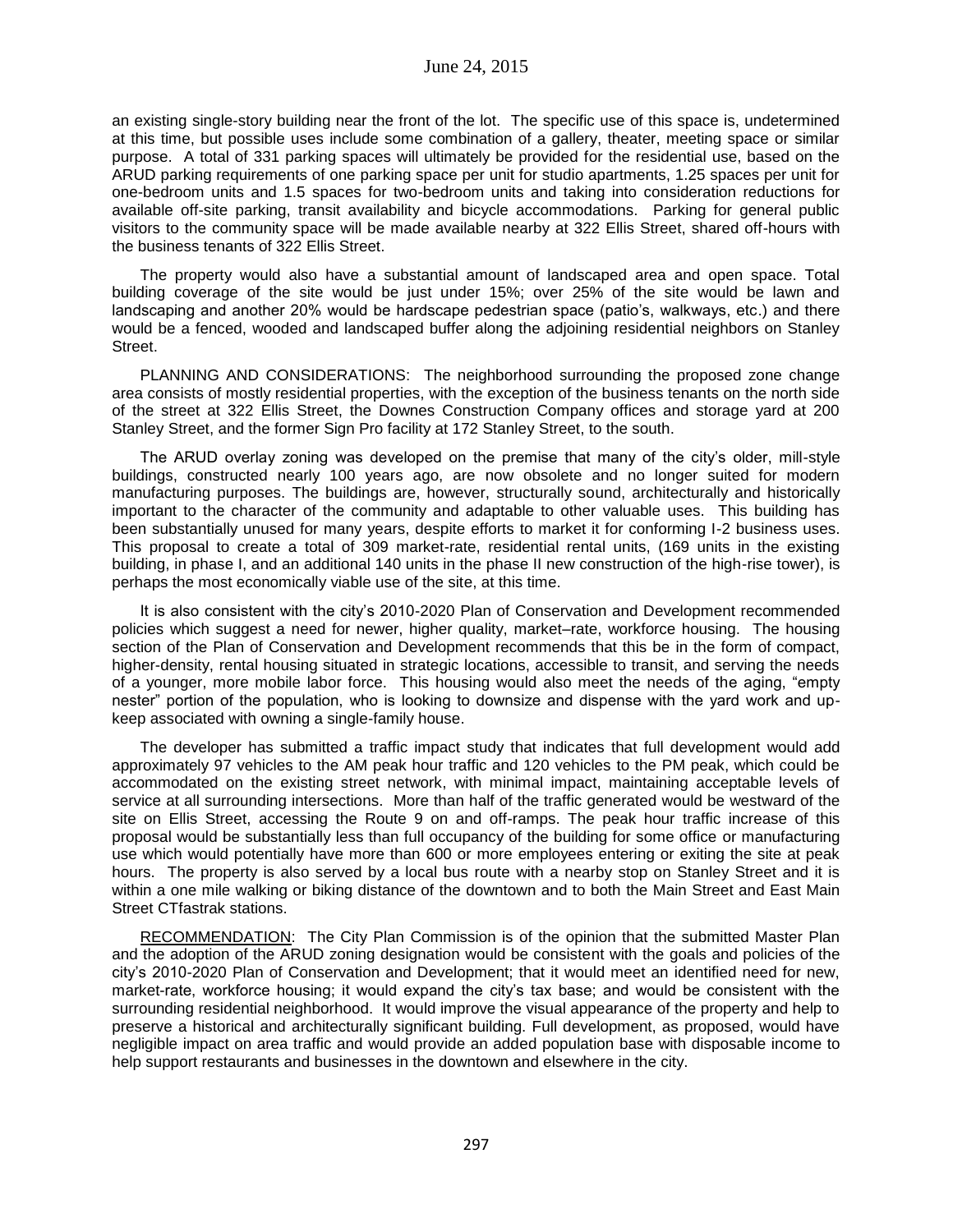an existing single-story building near the front of the lot. The specific use of this space is, undetermined at this time, but possible uses include some combination of a gallery, theater, meeting space or similar purpose. A total of 331 parking spaces will ultimately be provided for the residential use, based on the ARUD parking requirements of one parking space per unit for studio apartments, 1.25 spaces per unit for one-bedroom units and 1.5 spaces for two-bedroom units and taking into consideration reductions for available off-site parking, transit availability and bicycle accommodations. Parking for general public visitors to the community space will be made available nearby at 322 Ellis Street, shared off-hours with the business tenants of 322 Ellis Street.

The property would also have a substantial amount of landscaped area and open space. Total building coverage of the site would be just under 15%; over 25% of the site would be lawn and landscaping and another 20% would be hardscape pedestrian space (patio's, walkways, etc.) and there would be a fenced, wooded and landscaped buffer along the adjoining residential neighbors on Stanley Street.

PLANNING AND CONSIDERATIONS: The neighborhood surrounding the proposed zone change area consists of mostly residential properties, with the exception of the business tenants on the north side of the street at 322 Ellis Street, the Downes Construction Company offices and storage yard at 200 Stanley Street, and the former Sign Pro facility at 172 Stanley Street, to the south.

The ARUD overlay zoning was developed on the premise that many of the city's older, mill-style buildings, constructed nearly 100 years ago, are now obsolete and no longer suited for modern manufacturing purposes. The buildings are, however, structurally sound, architecturally and historically important to the character of the community and adaptable to other valuable uses. This building has been substantially unused for many years, despite efforts to market it for conforming I-2 business uses. This proposal to create a total of 309 market-rate, residential rental units, (169 units in the existing building, in phase I, and an additional 140 units in the phase II new construction of the high-rise tower), is perhaps the most economically viable use of the site, at this time.

It is also consistent with the city's 2010-2020 Plan of Conservation and Development recommended policies which suggest a need for newer, higher quality, market–rate, workforce housing. The housing section of the Plan of Conservation and Development recommends that this be in the form of compact, higher-density, rental housing situated in strategic locations, accessible to transit, and serving the needs of a younger, more mobile labor force. This housing would also meet the needs of the aging, "empty nester" portion of the population, who is looking to downsize and dispense with the yard work and up-keep associated with owning a single-family house.

The developer has submitted a traffic impact study that indicates that full development would add approximately 97 vehicles to the AM peak hour traffic and 120 vehicles to the PM peak, which could be accommodated on the existing street network, with minimal impact, maintaining acceptable levels of service at all surrounding intersections. More than half of the traffic generated would be westward of the site on Ellis Street, accessing the Route 9 on and off-ramps. The peak hour traffic increase of this proposal would be substantially less than full occupancy of the building for some office or manufacturing use which would potentially have more than 600 or more employees entering or exiting the site at peak hours. The property is also served by a local bus route with a nearby stop on Stanley Street and it is within a one mile walking or biking distance of the downtown and to both the Main Street and East Main Street CTfastrak stations.

RECOMMENDATION: The City Plan Commission is of the opinion that the submitted Master Plan and the adoption of the ARUD zoning designation would be consistent with the goals and policies of the city's 2010-2020 Plan of Conservation and Development; that it would meet an identified need for new, market-rate, workforce housing; it would expand the city's tax base; and would be consistent with the surrounding residential neighborhood. It would improve the visual appearance of the property and help to preserve a historical and architecturally significant building. Full development, as proposed, would have negligible impact on area traffic and would provide an added population base with disposable income to help support restaurants and businesses in the downtown and elsewhere in the city.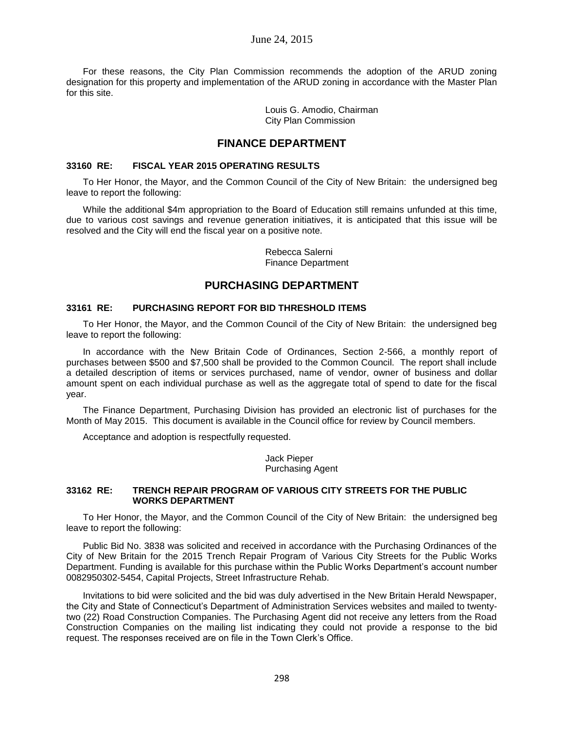For these reasons, the City Plan Commission recommends the adoption of the ARUD zoning designation for this property and implementation of the ARUD zoning in accordance with the Master Plan for this site.

Louis G. Amodio, Chairman
City Plan Commission

## FINANCE DEPARTMENT

### 33160 RE: FISCAL YEAR 2015 OPERATING RESULTS

To Her Honor, the Mayor, and the Common Council of the City of New Britain: the undersigned beg leave to report the following:

While the additional $4m appropriation to the Board of Education still remains unfunded at this time, due to various cost savings and revenue generation initiatives, it is anticipated that this issue will be resolved and the City will end the fiscal year on a positive note.

Rebecca Salerni
Finance Department

## PURCHASING DEPARTMENT

### 33161 RE: PURCHASING REPORT FOR BID THRESHOLD ITEMS

To Her Honor, the Mayor, and the Common Council of the City of New Britain: the undersigned beg leave to report the following:

In accordance with the New Britain Code of Ordinances, Section 2-566, a monthly report of purchases between $500 and $7,500 shall be provided to the Common Council. The report shall include a detailed description of items or services purchased, name of vendor, owner of business and dollar amount spent on each individual purchase as well as the aggregate total of spend to date for the fiscal year.

The Finance Department, Purchasing Division has provided an electronic list of purchases for the Month of May 2015. This document is available in the Council office for review by Council members.

Acceptance and adoption is respectfully requested.

Jack Pieper
Purchasing Agent

### 33162 RE: TRENCH REPAIR PROGRAM OF VARIOUS CITY STREETS FOR THE PUBLIC WORKS DEPARTMENT

To Her Honor, the Mayor, and the Common Council of the City of New Britain: the undersigned beg leave to report the following:

Public Bid No. 3838 was solicited and received in accordance with the Purchasing Ordinances of the City of New Britain for the 2015 Trench Repair Program of Various City Streets for the Public Works Department. Funding is available for this purchase within the Public Works Department's account number 0082950302-5454, Capital Projects, Street Infrastructure Rehab.

Invitations to bid were solicited and the bid was duly advertised in the New Britain Herald Newspaper, the City and State of Connecticut's Department of Administration Services websites and mailed to twenty-two (22) Road Construction Companies. The Purchasing Agent did not receive any letters from the Road Construction Companies on the mailing list indicating they could not provide a response to the bid request. The responses received are on file in the Town Clerk's Office.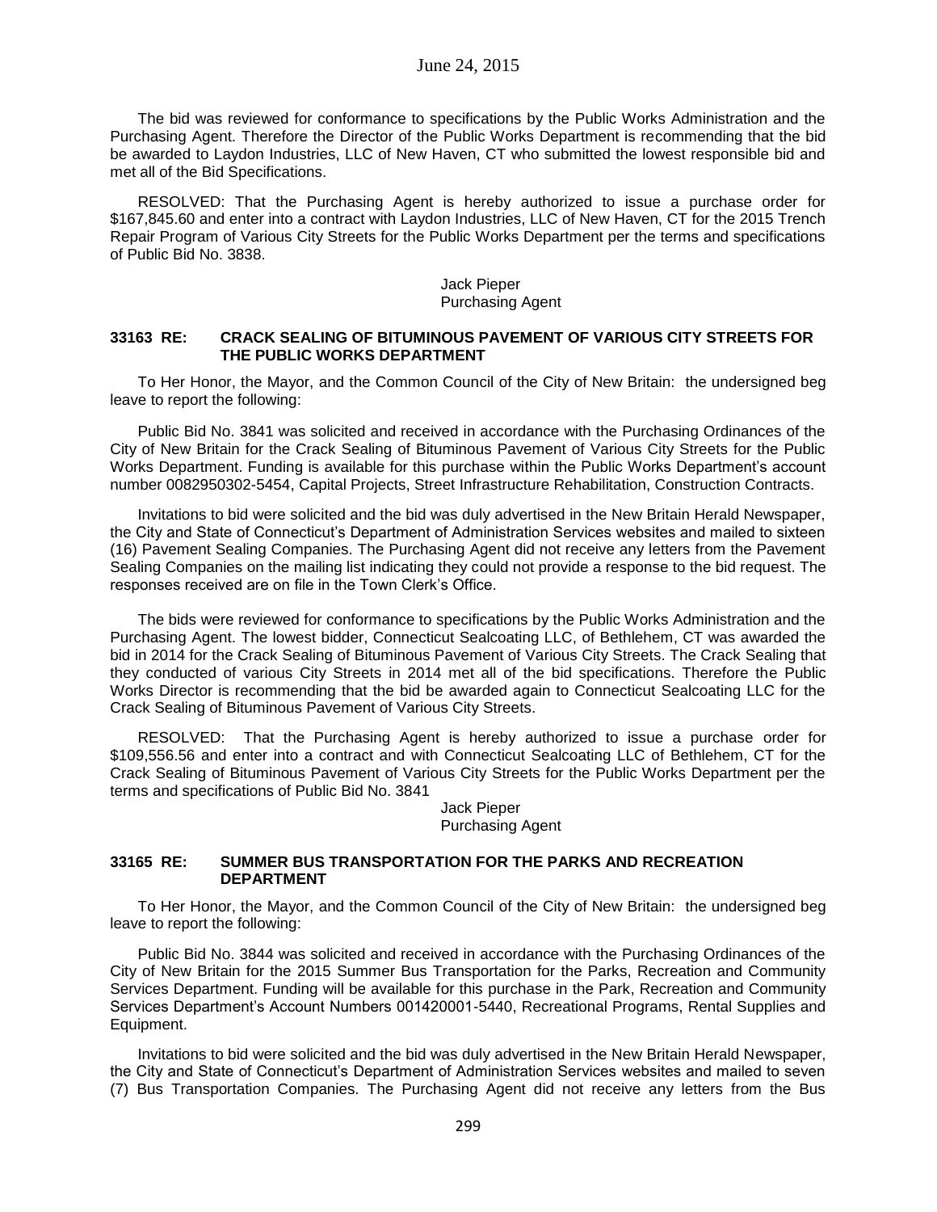The bid was reviewed for conformance to specifications by the Public Works Administration and the Purchasing Agent. Therefore the Director of the Public Works Department is recommending that the bid be awarded to Laydon Industries, LLC of New Haven, CT who submitted the lowest responsible bid and met all of the Bid Specifications.

RESOLVED: That the Purchasing Agent is hereby authorized to issue a purchase order for $167,845.60 and enter into a contract with Laydon Industries, LLC of New Haven, CT for the 2015 Trench Repair Program of Various City Streets for the Public Works Department per the terms and specifications of Public Bid No. 3838.

Jack Pieper
Purchasing Agent

**33163 RE: CRACK SEALING OF BITUMINOUS PAVEMENT OF VARIOUS CITY STREETS FOR THE PUBLIC WORKS DEPARTMENT**

To Her Honor, the Mayor, and the Common Council of the City of New Britain: the undersigned beg leave to report the following:

Public Bid No. 3841 was solicited and received in accordance with the Purchasing Ordinances of the City of New Britain for the Crack Sealing of Bituminous Pavement of Various City Streets for the Public Works Department. Funding is available for this purchase within the Public Works Department's account number 0082950302-5454, Capital Projects, Street Infrastructure Rehabilitation, Construction Contracts.

Invitations to bid were solicited and the bid was duly advertised in the New Britain Herald Newspaper, the City and State of Connecticut's Department of Administration Services websites and mailed to sixteen (16) Pavement Sealing Companies. The Purchasing Agent did not receive any letters from the Pavement Sealing Companies on the mailing list indicating they could not provide a response to the bid request. The responses received are on file in the Town Clerk's Office.

The bids were reviewed for conformance to specifications by the Public Works Administration and the Purchasing Agent. The lowest bidder, Connecticut Sealcoating LLC, of Bethlehem, CT was awarded the bid in 2014 for the Crack Sealing of Bituminous Pavement of Various City Streets. The Crack Sealing that they conducted of various City Streets in 2014 met all of the bid specifications. Therefore the Public Works Director is recommending that the bid be awarded again to Connecticut Sealcoating LLC for the Crack Sealing of Bituminous Pavement of Various City Streets.

RESOLVED: That the Purchasing Agent is hereby authorized to issue a purchase order for $109,556.56 and enter into a contract and with Connecticut Sealcoating LLC of Bethlehem, CT for the Crack Sealing of Bituminous Pavement of Various City Streets for the Public Works Department per the terms and specifications of Public Bid No. 3841

Jack Pieper
Purchasing Agent

**33165 RE: SUMMER BUS TRANSPORTATION FOR THE PARKS AND RECREATION DEPARTMENT**

To Her Honor, the Mayor, and the Common Council of the City of New Britain: the undersigned beg leave to report the following:

Public Bid No. 3844 was solicited and received in accordance with the Purchasing Ordinances of the City of New Britain for the 2015 Summer Bus Transportation for the Parks, Recreation and Community Services Department. Funding will be available for this purchase in the Park, Recreation and Community Services Department's Account Numbers 001420001-5440, Recreational Programs, Rental Supplies and Equipment.

Invitations to bid were solicited and the bid was duly advertised in the New Britain Herald Newspaper, the City and State of Connecticut's Department of Administration Services websites and mailed to seven (7) Bus Transportation Companies. The Purchasing Agent did not receive any letters from the Bus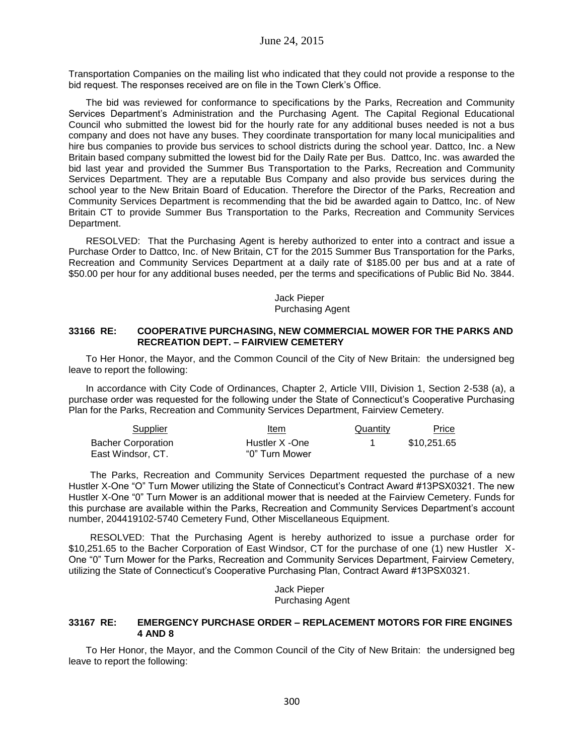Transportation Companies on the mailing list who indicated that they could not provide a response to the bid request. The responses received are on file in the Town Clerk's Office.

The bid was reviewed for conformance to specifications by the Parks, Recreation and Community Services Department's Administration and the Purchasing Agent. The Capital Regional Educational Council who submitted the lowest bid for the hourly rate for any additional buses needed is not a bus company and does not have any buses. They coordinate transportation for many local municipalities and hire bus companies to provide bus services to school districts during the school year. Dattco, Inc. a New Britain based company submitted the lowest bid for the Daily Rate per Bus. Dattco, Inc. was awarded the bid last year and provided the Summer Bus Transportation to the Parks, Recreation and Community Services Department. They are a reputable Bus Company and also provide bus services during the school year to the New Britain Board of Education. Therefore the Director of the Parks, Recreation and Community Services Department is recommending that the bid be awarded again to Dattco, Inc. of New Britain CT to provide Summer Bus Transportation to the Parks, Recreation and Community Services Department.

RESOLVED: That the Purchasing Agent is hereby authorized to enter into a contract and issue a Purchase Order to Dattco, Inc. of New Britain, CT for the 2015 Summer Bus Transportation for the Parks, Recreation and Community Services Department at a daily rate of $185.00 per bus and at a rate of $50.00 per hour for any additional buses needed, per the terms and specifications of Public Bid No. 3844.

Jack Pieper
Purchasing Agent

### 33166 RE: COOPERATIVE PURCHASING, NEW COMMERCIAL MOWER FOR THE PARKS AND RECREATION DEPT. – FAIRVIEW CEMETERY

To Her Honor, the Mayor, and the Common Council of the City of New Britain: the undersigned beg leave to report the following:

In accordance with City Code of Ordinances, Chapter 2, Article VIII, Division 1, Section 2-538 (a), a purchase order was requested for the following under the State of Connecticut's Cooperative Purchasing Plan for the Parks, Recreation and Community Services Department, Fairview Cemetery.

| Supplier | Item | Quantity | Price |
|---|---|---|---|
| Bacher Corporation East Windsor, CT. | Hustler X -One "0" Turn Mower | 1 | $10,251.65 |

The Parks, Recreation and Community Services Department requested the purchase of a new Hustler X-One "O" Turn Mower utilizing the State of Connecticut's Contract Award #13PSX0321. The new Hustler X-One "0" Turn Mower is an additional mower that is needed at the Fairview Cemetery. Funds for this purchase are available within the Parks, Recreation and Community Services Department's account number, 204419102-5740 Cemetery Fund, Other Miscellaneous Equipment.

RESOLVED: That the Purchasing Agent is hereby authorized to issue a purchase order for $10,251.65 to the Bacher Corporation of East Windsor, CT for the purchase of one (1) new Hustler X-One "0" Turn Mower for the Parks, Recreation and Community Services Department, Fairview Cemetery, utilizing the State of Connecticut's Cooperative Purchasing Plan, Contract Award #13PSX0321.

Jack Pieper
Purchasing Agent

### 33167 RE: EMERGENCY PURCHASE ORDER – REPLACEMENT MOTORS FOR FIRE ENGINES 4 AND 8

To Her Honor, the Mayor, and the Common Council of the City of New Britain: the undersigned beg leave to report the following: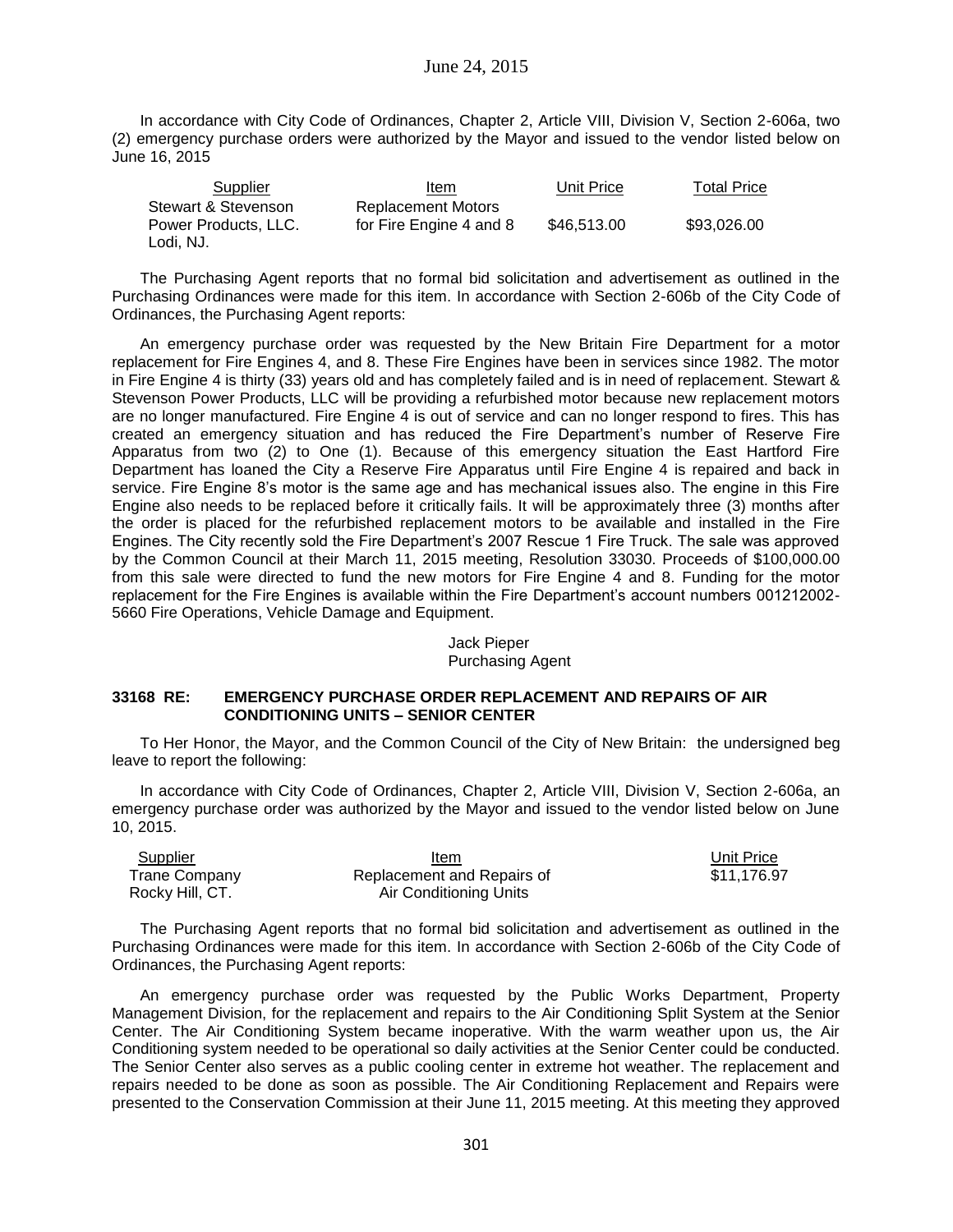In accordance with City Code of Ordinances, Chapter 2, Article VIII, Division V, Section 2-606a, two (2) emergency purchase orders were authorized by the Mayor and issued to the vendor listed below on June 16, 2015

| Supplier | Item | Unit Price | Total Price |
|---|---|---|---|
| Stewart & Stevenson Power Products, LLC. Lodi, NJ. | Replacement Motors for Fire Engine 4 and 8 | \$46,513.00 | \$93,026.00 |

The Purchasing Agent reports that no formal bid solicitation and advertisement as outlined in the Purchasing Ordinances were made for this item. In accordance with Section 2-606b of the City Code of Ordinances, the Purchasing Agent reports:

An emergency purchase order was requested by the New Britain Fire Department for a motor replacement for Fire Engines 4, and 8. These Fire Engines have been in services since 1982. The motor in Fire Engine 4 is thirty (33) years old and has completely failed and is in need of replacement. Stewart & Stevenson Power Products, LLC will be providing a refurbished motor because new replacement motors are no longer manufactured. Fire Engine 4 is out of service and can no longer respond to fires. This has created an emergency situation and has reduced the Fire Department's number of Reserve Fire Apparatus from two (2) to One (1). Because of this emergency situation the East Hartford Fire Department has loaned the City a Reserve Fire Apparatus until Fire Engine 4 is repaired and back in service. Fire Engine 8's motor is the same age and has mechanical issues also. The engine in this Fire Engine also needs to be replaced before it critically fails. It will be approximately three (3) months after the order is placed for the refurbished replacement motors to be available and installed in the Fire Engines. The City recently sold the Fire Department's 2007 Rescue 1 Fire Truck. The sale was approved by the Common Council at their March 11, 2015 meeting, Resolution 33030. Proceeds of \$100,000.00 from this sale were directed to fund the new motors for Fire Engine 4 and 8. Funding for the motor replacement for the Fire Engines is available within the Fire Department's account numbers 001212002-5660 Fire Operations, Vehicle Damage and Equipment.

Jack Pieper
Purchasing Agent

### 33168 RE: EMERGENCY PURCHASE ORDER REPLACEMENT AND REPAIRS OF AIR CONDITIONING UNITS – SENIOR CENTER

To Her Honor, the Mayor, and the Common Council of the City of New Britain: the undersigned beg leave to report the following:

In accordance with City Code of Ordinances, Chapter 2, Article VIII, Division V, Section 2-606a, an emergency purchase order was authorized by the Mayor and issued to the vendor listed below on June 10, 2015.

| Supplier | Item | Unit Price |
|---|---|---|
| Trane Company Rocky Hill, CT. | Replacement and Repairs of Air Conditioning Units | \$11,176.97 |

The Purchasing Agent reports that no formal bid solicitation and advertisement as outlined in the Purchasing Ordinances were made for this item. In accordance with Section 2-606b of the City Code of Ordinances, the Purchasing Agent reports:

An emergency purchase order was requested by the Public Works Department, Property Management Division, for the replacement and repairs to the Air Conditioning Split System at the Senior Center. The Air Conditioning System became inoperative. With the warm weather upon us, the Air Conditioning system needed to be operational so daily activities at the Senior Center could be conducted. The Senior Center also serves as a public cooling center in extreme hot weather. The replacement and repairs needed to be done as soon as possible. The Air Conditioning Replacement and Repairs were presented to the Conservation Commission at their June 11, 2015 meeting. At this meeting they approved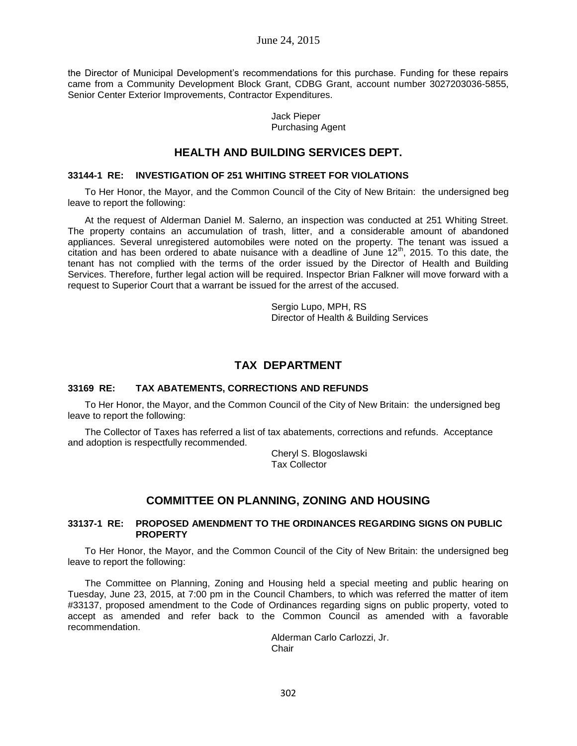the Director of Municipal Development's recommendations for this purchase. Funding for these repairs came from a Community Development Block Grant, CDBG Grant, account number 3027203036-5855, Senior Center Exterior Improvements, Contractor Expenditures.

Jack Pieper
Purchasing Agent

## HEALTH AND BUILDING SERVICES DEPT.

### 33144-1 RE: INVESTIGATION OF 251 WHITING STREET FOR VIOLATIONS

To Her Honor, the Mayor, and the Common Council of the City of New Britain: the undersigned beg leave to report the following:

At the request of Alderman Daniel M. Salerno, an inspection was conducted at 251 Whiting Street. The property contains an accumulation of trash, litter, and a considerable amount of abandoned appliances. Several unregistered automobiles were noted on the property. The tenant was issued a citation and has been ordered to abate nuisance with a deadline of June 12th, 2015. To this date, the tenant has not complied with the terms of the order issued by the Director of Health and Building Services. Therefore, further legal action will be required. Inspector Brian Falkner will move forward with a request to Superior Court that a warrant be issued for the arrest of the accused.

Sergio Lupo, MPH, RS
Director of Health & Building Services

## TAX DEPARTMENT

### 33169 RE: TAX ABATEMENTS, CORRECTIONS AND REFUNDS

To Her Honor, the Mayor, and the Common Council of the City of New Britain: the undersigned beg leave to report the following:

The Collector of Taxes has referred a list of tax abatements, corrections and refunds. Acceptance and adoption is respectfully recommended.

Cheryl S. Blogoslawski
Tax Collector

## COMMITTEE ON PLANNING, ZONING AND HOUSING

### 33137-1 RE: PROPOSED AMENDMENT TO THE ORDINANCES REGARDING SIGNS ON PUBLIC PROPERTY

To Her Honor, the Mayor, and the Common Council of the City of New Britain: the undersigned beg leave to report the following:

The Committee on Planning, Zoning and Housing held a special meeting and public hearing on Tuesday, June 23, 2015, at 7:00 pm in the Council Chambers, to which was referred the matter of item #33137, proposed amendment to the Code of Ordinances regarding signs on public property, voted to accept as amended and refer back to the Common Council as amended with a favorable recommendation.

Alderman Carlo Carlozzi, Jr.
Chair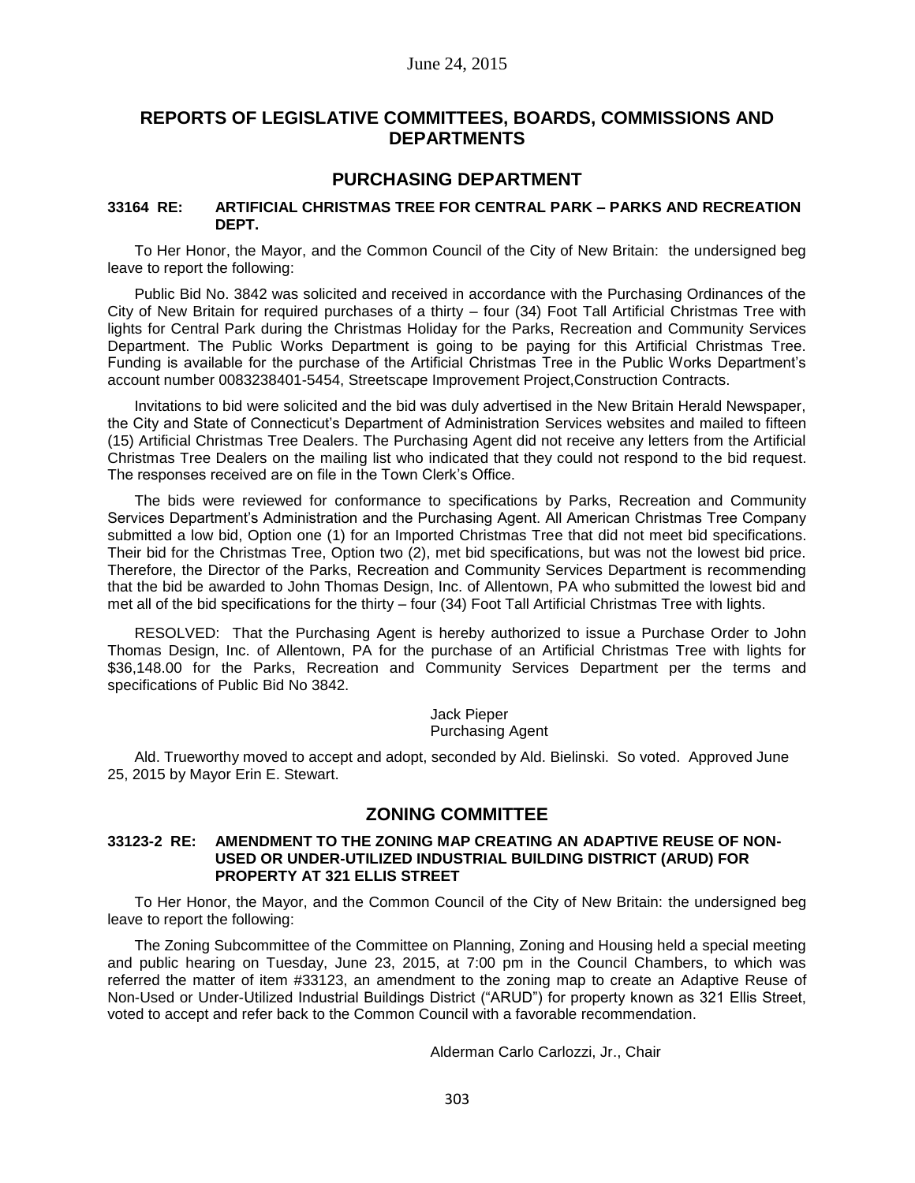June 24, 2015

# REPORTS OF LEGISLATIVE COMMITTEES, BOARDS, COMMISSIONS AND DEPARTMENTS

## PURCHASING DEPARTMENT

### 33164 RE: ARTIFICIAL CHRISTMAS TREE FOR CENTRAL PARK – PARKS AND RECREATION DEPT.

To Her Honor, the Mayor, and the Common Council of the City of New Britain: the undersigned beg leave to report the following:

Public Bid No. 3842 was solicited and received in accordance with the Purchasing Ordinances of the City of New Britain for required purchases of a thirty – four (34) Foot Tall Artificial Christmas Tree with lights for Central Park during the Christmas Holiday for the Parks, Recreation and Community Services Department. The Public Works Department is going to be paying for this Artificial Christmas Tree. Funding is available for the purchase of the Artificial Christmas Tree in the Public Works Department's account number 0083238401-5454, Streetscape Improvement Project,Construction Contracts.

Invitations to bid were solicited and the bid was duly advertised in the New Britain Herald Newspaper, the City and State of Connecticut's Department of Administration Services websites and mailed to fifteen (15) Artificial Christmas Tree Dealers. The Purchasing Agent did not receive any letters from the Artificial Christmas Tree Dealers on the mailing list who indicated that they could not respond to the bid request. The responses received are on file in the Town Clerk's Office.

The bids were reviewed for conformance to specifications by Parks, Recreation and Community Services Department's Administration and the Purchasing Agent. All American Christmas Tree Company submitted a low bid, Option one (1) for an Imported Christmas Tree that did not meet bid specifications. Their bid for the Christmas Tree, Option two (2), met bid specifications, but was not the lowest bid price. Therefore, the Director of the Parks, Recreation and Community Services Department is recommending that the bid be awarded to John Thomas Design, Inc. of Allentown, PA who submitted the lowest bid and met all of the bid specifications for the thirty – four (34) Foot Tall Artificial Christmas Tree with lights.

RESOLVED: That the Purchasing Agent is hereby authorized to issue a Purchase Order to John Thomas Design, Inc. of Allentown, PA for the purchase of an Artificial Christmas Tree with lights for $36,148.00 for the Parks, Recreation and Community Services Department per the terms and specifications of Public Bid No 3842.

Jack Pieper
Purchasing Agent

Ald. Trueworthy moved to accept and adopt, seconded by Ald. Bielinski. So voted. Approved June 25, 2015 by Mayor Erin E. Stewart.

## ZONING COMMITTEE

### 33123-2 RE: AMENDMENT TO THE ZONING MAP CREATING AN ADAPTIVE REUSE OF NON-USED OR UNDER-UTILIZED INDUSTRIAL BUILDING DISTRICT (ARUD) FOR PROPERTY AT 321 ELLIS STREET

To Her Honor, the Mayor, and the Common Council of the City of New Britain: the undersigned beg leave to report the following:

The Zoning Subcommittee of the Committee on Planning, Zoning and Housing held a special meeting and public hearing on Tuesday, June 23, 2015, at 7:00 pm in the Council Chambers, to which was referred the matter of item #33123, an amendment to the zoning map to create an Adaptive Reuse of Non-Used or Under-Utilized Industrial Buildings District ("ARUD") for property known as 321 Ellis Street, voted to accept and refer back to the Common Council with a favorable recommendation.

Alderman Carlo Carlozzi, Jr., Chair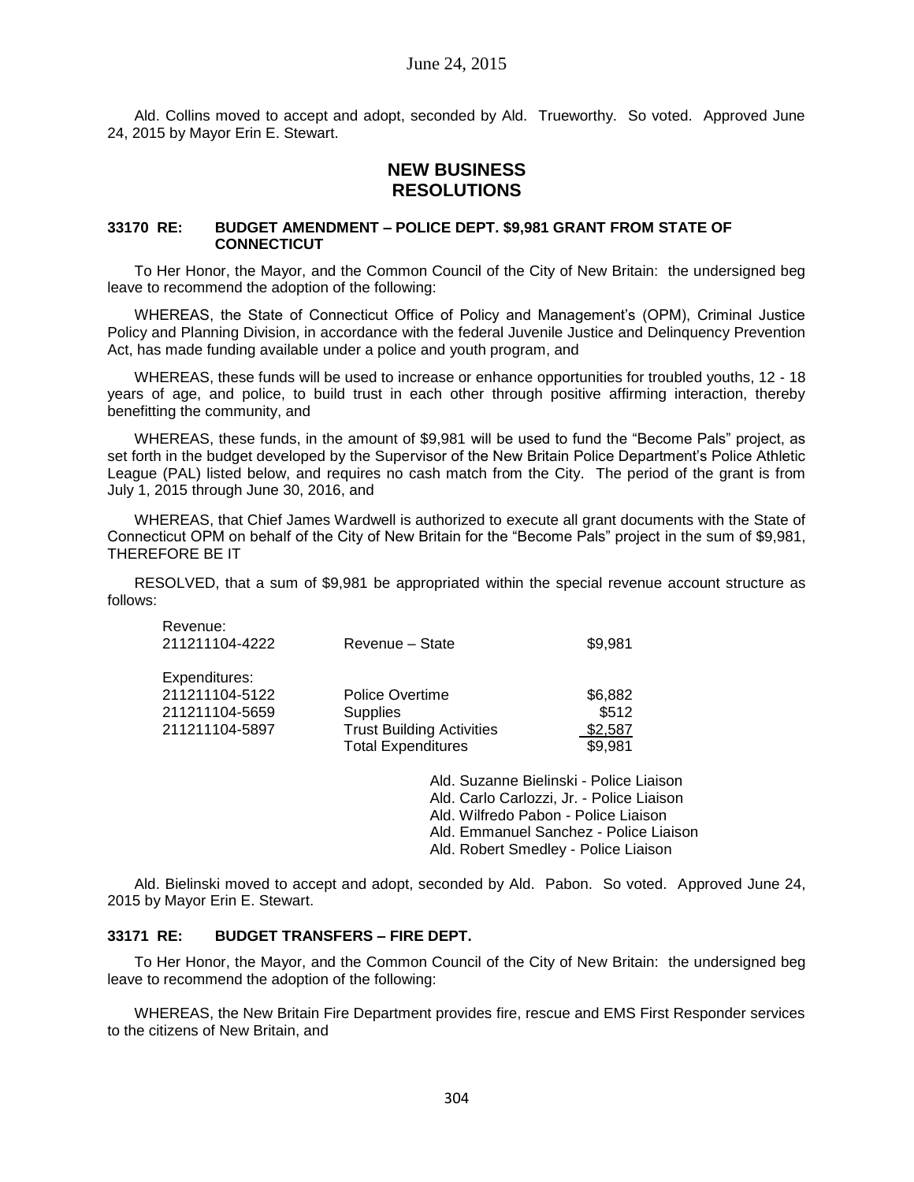Ald. Collins moved to accept and adopt, seconded by Ald. Trueworthy. So voted. Approved June 24, 2015 by Mayor Erin E. Stewart.

## NEW BUSINESS
## RESOLUTIONS

### 33170 RE: BUDGET AMENDMENT – POLICE DEPT. $9,981 GRANT FROM STATE OF CONNECTICUT

To Her Honor, the Mayor, and the Common Council of the City of New Britain: the undersigned beg leave to recommend the adoption of the following:

WHEREAS, the State of Connecticut Office of Policy and Management's (OPM), Criminal Justice Policy and Planning Division, in accordance with the federal Juvenile Justice and Delinquency Prevention Act, has made funding available under a police and youth program, and

WHEREAS, these funds will be used to increase or enhance opportunities for troubled youths, 12 - 18 years of age, and police, to build trust in each other through positive affirming interaction, thereby benefitting the community, and

WHEREAS, these funds, in the amount of $9,981 will be used to fund the "Become Pals" project, as set forth in the budget developed by the Supervisor of the New Britain Police Department's Police Athletic League (PAL) listed below, and requires no cash match from the City. The period of the grant is from July 1, 2015 through June 30, 2016, and

WHEREAS, that Chief James Wardwell is authorized to execute all grant documents with the State of Connecticut OPM on behalf of the City of New Britain for the "Become Pals" project in the sum of $9,981, THEREFORE BE IT

RESOLVED, that a sum of $9,981 be appropriated within the special revenue account structure as follows:

| | | |
|---|---|---|
| Revenue: | | |
| 211211104-4222 | Revenue – State | $9,981 |
| Expenditures: | | |
| 211211104-5122 | Police Overtime | $6,882 |
| 211211104-5659 | Supplies | $512 |
| 211211104-5897 | Trust Building Activities | $2,587 |
| | Total Expenditures | $9,981 |

Ald. Suzanne Bielinski - Police Liaison
Ald. Carlo Carlozzi, Jr. - Police Liaison
Ald. Wilfredo Pabon - Police Liaison
Ald. Emmanuel Sanchez - Police Liaison
Ald. Robert Smedley - Police Liaison

Ald. Bielinski moved to accept and adopt, seconded by Ald. Pabon. So voted. Approved June 24, 2015 by Mayor Erin E. Stewart.

### 33171 RE: BUDGET TRANSFERS – FIRE DEPT.

To Her Honor, the Mayor, and the Common Council of the City of New Britain: the undersigned beg leave to recommend the adoption of the following:

WHEREAS, the New Britain Fire Department provides fire, rescue and EMS First Responder services to the citizens of New Britain, and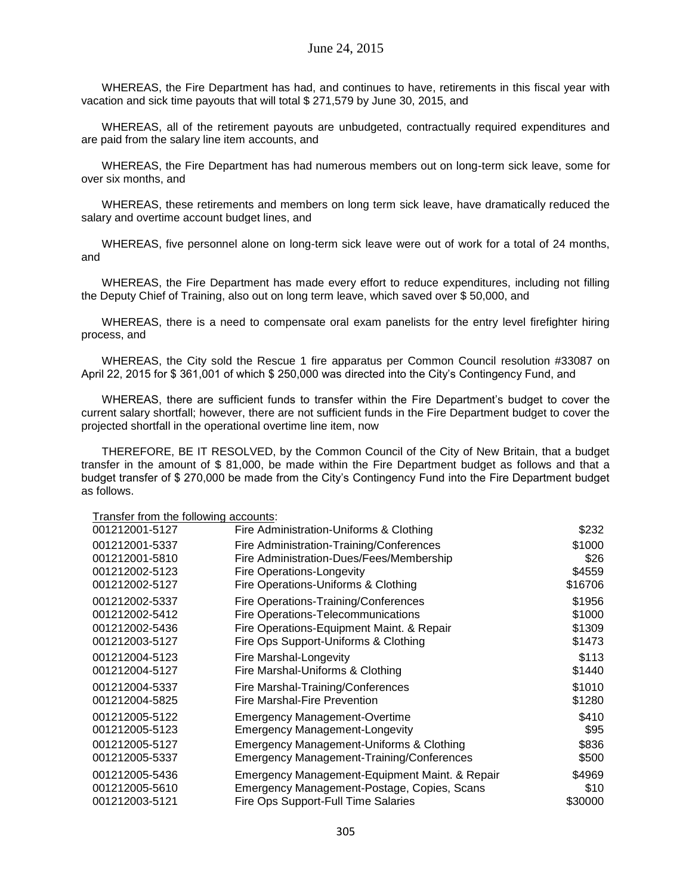WHEREAS, the Fire Department has had, and continues to have, retirements in this fiscal year with vacation and sick time payouts that will total $ 271,579 by June 30, 2015, and

WHEREAS, all of the retirement payouts are unbudgeted, contractually required expenditures and are paid from the salary line item accounts, and

WHEREAS, the Fire Department has had numerous members out on long-term sick leave, some for over six months, and

WHEREAS, these retirements and members on long term sick leave, have dramatically reduced the salary and overtime account budget lines, and

WHEREAS, five personnel alone on long-term sick leave were out of work for a total of 24 months, and

WHEREAS, the Fire Department has made every effort to reduce expenditures, including not filling the Deputy Chief of Training, also out on long term leave, which saved over $ 50,000, and

WHEREAS, there is a need to compensate oral exam panelists for the entry level firefighter hiring process, and

WHEREAS, the City sold the Rescue 1 fire apparatus per Common Council resolution #33087 on April 22, 2015 for $ 361,001 of which $ 250,000 was directed into the City's Contingency Fund, and

WHEREAS, there are sufficient funds to transfer within the Fire Department's budget to cover the current salary shortfall; however, there are not sufficient funds in the Fire Department budget to cover the projected shortfall in the operational overtime line item, now

THEREFORE, BE IT RESOLVED, by the Common Council of the City of New Britain, that a budget transfer in the amount of $ 81,000, be made within the Fire Department budget as follows and that a budget transfer of $ 270,000 be made from the City's Contingency Fund into the Fire Department budget as follows.

Transfer from the following accounts:

| | | |
|---|---|---|
| 001212001-5127 | Fire Administration-Uniforms & Clothing | $232 |
| 001212001-5337 | Fire Administration-Training/Conferences | $1000 |
| 001212001-5810 | Fire Administration-Dues/Fees/Membership | $26 |
| 001212002-5123 | Fire Operations-Longevity | $4559 |
| 001212002-5127 | Fire Operations-Uniforms & Clothing | $16706 |
| 001212002-5337 | Fire Operations-Training/Conferences | $1956 |
| 001212002-5412 | Fire Operations-Telecommunications | $1000 |
| 001212002-5436 | Fire Operations-Equipment Maint. & Repair | $1309 |
| 001212003-5127 | Fire Ops Support-Uniforms & Clothing | $1473 |
| 001212004-5123 | Fire Marshal-Longevity | $113 |
| 001212004-5127 | Fire Marshal-Uniforms & Clothing | $1440 |
| 001212004-5337 | Fire Marshal-Training/Conferences | $1010 |
| 001212004-5825 | Fire Marshal-Fire Prevention | $1280 |
| 001212005-5122 | Emergency Management-Overtime | $410 |
| 001212005-5123 | Emergency Management-Longevity | $95 |
| 001212005-5127 | Emergency Management-Uniforms & Clothing | $836 |
| 001212005-5337 | Emergency Management-Training/Conferences | $500 |
| 001212005-5436 | Emergency Management-Equipment Maint. & Repair | $4969 |
| 001212005-5610 | Emergency Management-Postage, Copies, Scans | $10 |
| 001212003-5121 | Fire Ops Support-Full Time Salaries | $30000 |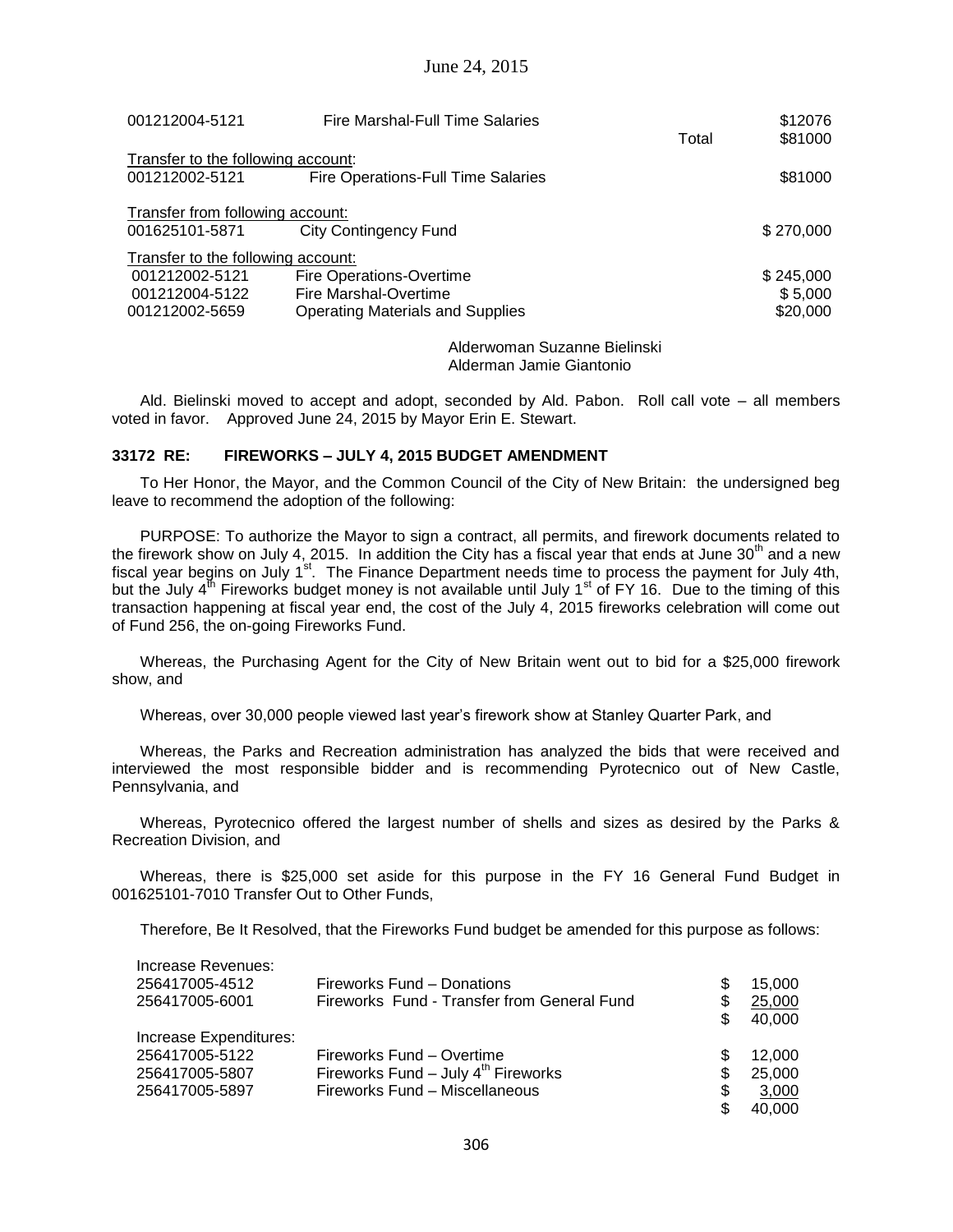| | | | |
|---|---|---|---|
| 001212004-5121 | Fire Marshal-Full Time Salaries | | \$12076 |
| | | Total | \$81000 |
| Transfer to the following account: | | | |
| 001212002-5121 | Fire Operations-Full Time Salaries | | \$81000 |
| | | | |
| Transfer from following account: | | | |
| 001625101-5871 | City Contingency Fund | | \$ 270,000 |
| | | | |
| Transfer to the following account: | | | |
| 001212002-5121 | Fire Operations-Overtime | | \$ 245,000 |
| 001212004-5122 | Fire Marshal-Overtime | | \$ 5,000 |
| 001212002-5659 | Operating Materials and Supplies | | \$20,000 |

Alderwoman Suzanne Bielinski
Alderman Jamie Giantonio

Ald. Bielinski moved to accept and adopt, seconded by Ald. Pabon. Roll call vote – all members voted in favor. Approved June 24, 2015 by Mayor Erin E. Stewart.

**33172 RE: FIREWORKS – JULY 4, 2015 BUDGET AMENDMENT**

To Her Honor, the Mayor, and the Common Council of the City of New Britain: the undersigned beg leave to recommend the adoption of the following:

PURPOSE: To authorize the Mayor to sign a contract, all permits, and firework documents related to the firework show on July 4, 2015. In addition the City has a fiscal year that ends at June 30th and a new fiscal year begins on July 1st. The Finance Department needs time to process the payment for July 4th, but the July 4th Fireworks budget money is not available until July 1st of FY 16. Due to the timing of this transaction happening at fiscal year end, the cost of the July 4, 2015 fireworks celebration will come out of Fund 256, the on-going Fireworks Fund.

Whereas, the Purchasing Agent for the City of New Britain went out to bid for a \$25,000 firework show, and

Whereas, over 30,000 people viewed last year's firework show at Stanley Quarter Park, and

Whereas, the Parks and Recreation administration has analyzed the bids that were received and interviewed the most responsible bidder and is recommending Pyrotecnico out of New Castle, Pennsylvania, and

Whereas, Pyrotecnico offered the largest number of shells and sizes as desired by the Parks & Recreation Division, and

Whereas, there is \$25,000 set aside for this purpose in the FY 16 General Fund Budget in 001625101-7010 Transfer Out to Other Funds,

Therefore, Be It Resolved, that the Fireworks Fund budget be amended for this purpose as follows:

| | | |
|---|---|---|
| Increase Revenues: | | |
| 256417005-4512 | Fireworks Fund – Donations | \$ 15,000 |
| 256417005-6001 | Fireworks Fund - Transfer from General Fund | \$ 25,000 |
| | | \$ 40,000 |
| Increase Expenditures: | | |
| 256417005-5122 | Fireworks Fund – Overtime | \$ 12,000 |
| 256417005-5807 | Fireworks Fund – July 4th Fireworks | \$ 25,000 |
| 256417005-5897 | Fireworks Fund – Miscellaneous | \$ 3,000 |
| | | \$ 40,000 |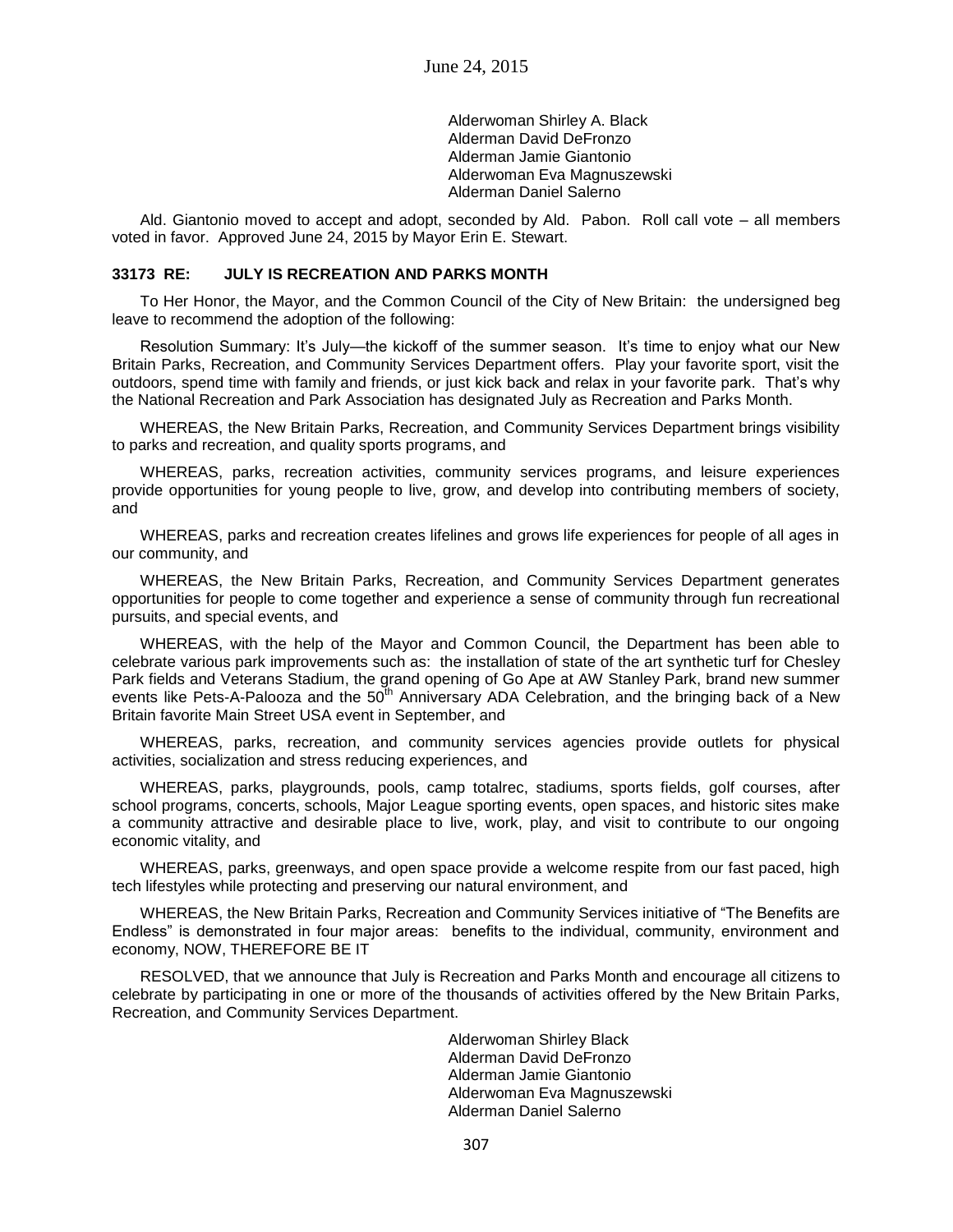Alderwoman Shirley A. Black
Alderman David DeFronzo
Alderman Jamie Giantonio
Alderwoman Eva Magnuszewski
Alderman Daniel Salerno

Ald. Giantonio moved to accept and adopt, seconded by Ald. Pabon. Roll call vote – all members voted in favor. Approved June 24, 2015 by Mayor Erin E. Stewart.

### 33173 RE: JULY IS RECREATION AND PARKS MONTH

To Her Honor, the Mayor, and the Common Council of the City of New Britain: the undersigned beg leave to recommend the adoption of the following:

Resolution Summary: It's July—the kickoff of the summer season. It's time to enjoy what our New Britain Parks, Recreation, and Community Services Department offers. Play your favorite sport, visit the outdoors, spend time with family and friends, or just kick back and relax in your favorite park. That's why the National Recreation and Park Association has designated July as Recreation and Parks Month.

WHEREAS, the New Britain Parks, Recreation, and Community Services Department brings visibility to parks and recreation, and quality sports programs, and

WHEREAS, parks, recreation activities, community services programs, and leisure experiences provide opportunities for young people to live, grow, and develop into contributing members of society, and

WHEREAS, parks and recreation creates lifelines and grows life experiences for people of all ages in our community, and

WHEREAS, the New Britain Parks, Recreation, and Community Services Department generates opportunities for people to come together and experience a sense of community through fun recreational pursuits, and special events, and

WHEREAS, with the help of the Mayor and Common Council, the Department has been able to celebrate various park improvements such as: the installation of state of the art synthetic turf for Chesley Park fields and Veterans Stadium, the grand opening of Go Ape at AW Stanley Park, brand new summer events like Pets-A-Palooza and the 50th Anniversary ADA Celebration, and the bringing back of a New Britain favorite Main Street USA event in September, and

WHEREAS, parks, recreation, and community services agencies provide outlets for physical activities, socialization and stress reducing experiences, and

WHEREAS, parks, playgrounds, pools, camp totalrec, stadiums, sports fields, golf courses, after school programs, concerts, schools, Major League sporting events, open spaces, and historic sites make a community attractive and desirable place to live, work, play, and visit to contribute to our ongoing economic vitality, and

WHEREAS, parks, greenways, and open space provide a welcome respite from our fast paced, high tech lifestyles while protecting and preserving our natural environment, and

WHEREAS, the New Britain Parks, Recreation and Community Services initiative of "The Benefits are Endless" is demonstrated in four major areas: benefits to the individual, community, environment and economy, NOW, THEREFORE BE IT

RESOLVED, that we announce that July is Recreation and Parks Month and encourage all citizens to celebrate by participating in one or more of the thousands of activities offered by the New Britain Parks, Recreation, and Community Services Department.

Alderwoman Shirley Black
Alderman David DeFronzo
Alderman Jamie Giantonio
Alderwoman Eva Magnuszewski
Alderman Daniel Salerno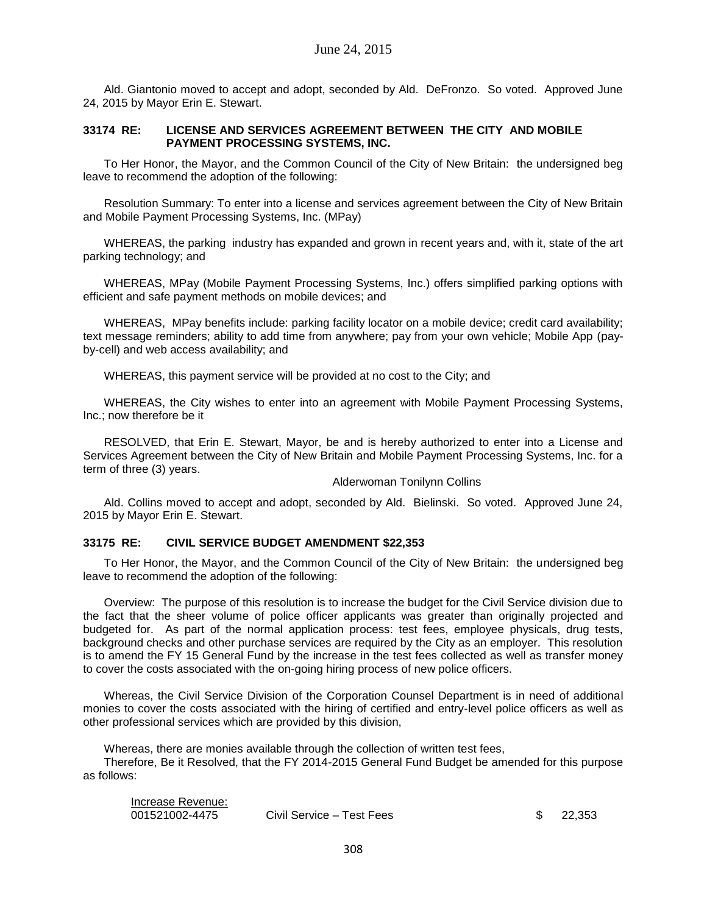Ald. Giantonio moved to accept and adopt, seconded by Ald. DeFronzo. So voted. Approved June 24, 2015 by Mayor Erin E. Stewart.

**33174 RE: LICENSE AND SERVICES AGREEMENT BETWEEN THE CITY AND MOBILE PAYMENT PROCESSING SYSTEMS, INC.**

To Her Honor, the Mayor, and the Common Council of the City of New Britain: the undersigned beg leave to recommend the adoption of the following:

Resolution Summary: To enter into a license and services agreement between the City of New Britain and Mobile Payment Processing Systems, Inc. (MPay)

WHEREAS, the parking industry has expanded and grown in recent years and, with it, state of the art parking technology; and

WHEREAS, MPay (Mobile Payment Processing Systems, Inc.) offers simplified parking options with efficient and safe payment methods on mobile devices; and

WHEREAS, MPay benefits include: parking facility locator on a mobile device; credit card availability; text message reminders; ability to add time from anywhere; pay from your own vehicle; Mobile App (pay-by-cell) and web access availability; and

WHEREAS, this payment service will be provided at no cost to the City; and

WHEREAS, the City wishes to enter into an agreement with Mobile Payment Processing Systems, Inc.; now therefore be it

RESOLVED, that Erin E. Stewart, Mayor, be and is hereby authorized to enter into a License and Services Agreement between the City of New Britain and Mobile Payment Processing Systems, Inc. for a term of three (3) years.

Alderwoman Tonilynn Collins

Ald. Collins moved to accept and adopt, seconded by Ald. Bielinski. So voted. Approved June 24, 2015 by Mayor Erin E. Stewart.

**33175 RE: CIVIL SERVICE BUDGET AMENDMENT $22,353**

To Her Honor, the Mayor, and the Common Council of the City of New Britain: the undersigned beg leave to recommend the adoption of the following:

Overview: The purpose of this resolution is to increase the budget for the Civil Service division due to the fact that the sheer volume of police officer applicants was greater than originally projected and budgeted for. As part of the normal application process: test fees, employee physicals, drug tests, background checks and other purchase services are required by the City as an employer. This resolution is to amend the FY 15 General Fund by the increase in the test fees collected as well as transfer money to cover the costs associated with the on-going hiring process of new police officers.

Whereas, the Civil Service Division of the Corporation Counsel Department is in need of additional monies to cover the costs associated with the hiring of certified and entry-level police officers as well as other professional services which are provided by this division,

Whereas, there are monies available through the collection of written test fees,

Therefore, Be it Resolved, that the FY 2014-2015 General Fund Budget be amended for this purpose as follows:

| Increase Revenue: | | |
|---|---|---|
| 001521002-4475 | Civil Service – Test Fees | $ 22,353 |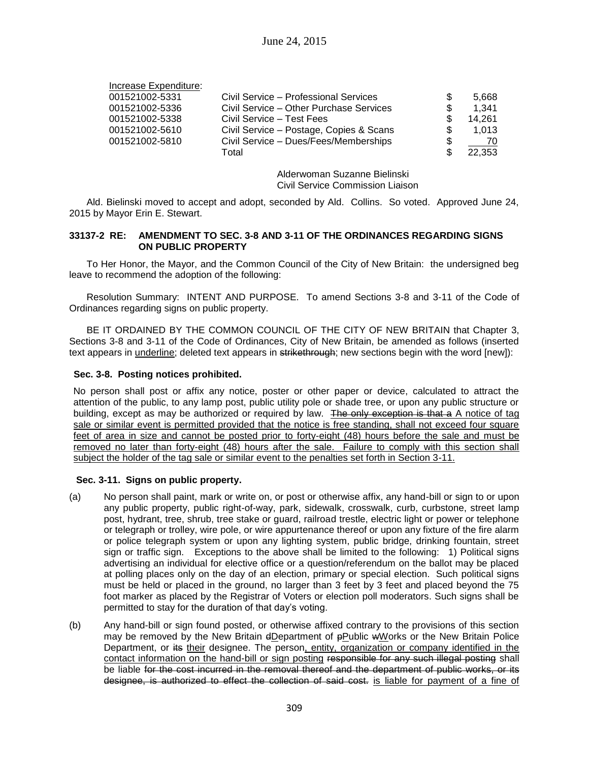Increase Expenditure:

| | | | |
|---|---|---|---|
| 001521002-5331 | Civil Service – Professional Services | $ | 5,668 |
| 001521002-5336 | Civil Service – Other Purchase Services | $ | 1,341 |
| 001521002-5338 | Civil Service – Test Fees | $ | 14,261 |
| 001521002-5610 | Civil Service – Postage, Copies & Scans | $ | 1,013 |
| 001521002-5810 | Civil Service – Dues/Fees/Memberships | $ | 70 |
| | Total | $ | 22,353 |

Alderwoman Suzanne Bielinski
Civil Service Commission Liaison

Ald. Bielinski moved to accept and adopt, seconded by Ald. Collins. So voted. Approved June 24, 2015 by Mayor Erin E. Stewart.

**33137-2 RE: AMENDMENT TO SEC. 3-8 AND 3-11 OF THE ORDINANCES REGARDING SIGNS ON PUBLIC PROPERTY**

To Her Honor, the Mayor, and the Common Council of the City of New Britain: the undersigned beg leave to recommend the adoption of the following:

Resolution Summary: INTENT AND PURPOSE. To amend Sections 3-8 and 3-11 of the Code of Ordinances regarding signs on public property.

BE IT ORDAINED BY THE COMMON COUNCIL OF THE CITY OF NEW BRITAIN that Chapter 3, Sections 3-8 and 3-11 of the Code of Ordinances, City of New Britain, be amended as follows (inserted text appears in <u>underline</u>; deleted text appears in ~~strikethrough~~; new sections begin with the word [new]):

**Sec. 3-8. Posting notices prohibited.**

No person shall post or affix any notice, poster or other paper or device, calculated to attract the attention of the public, to any lamp post, public utility pole or shade tree, or upon any public structure or building, except as may be authorized or required by law. ~~The only exception is that a~~ <u>A notice of tag sale or similar event is permitted provided that the notice is free standing, shall not exceed four square feet of area in size and cannot be posted prior to forty-eight (48) hours before the sale and must be removed no later than forty-eight (48) hours after the sale. Failure to comply with this section shall subject the holder of the tag sale or similar event to the penalties set forth in Section 3-11.</u>

**Sec. 3-11. Signs on public property.**

(a) No person shall paint, mark or write on, or post or otherwise affix, any hand-bill or sign to or upon any public property, public right-of-way, park, sidewalk, crosswalk, curb, curbstone, street lamp post, hydrant, tree, shrub, tree stake or guard, railroad trestle, electric light or power or telephone or telegraph or trolley, wire pole, or wire appurtenance thereof or upon any fixture of the fire alarm or police telegraph system or upon any lighting system, public bridge, drinking fountain, street sign or traffic sign. Exceptions to the above shall be limited to the following: 1) Political signs advertising an individual for elective office or a question/referendum on the ballot may be placed at polling places only on the day of an election, primary or special election. Such political signs must be held or placed in the ground, no larger than 3 feet by 3 feet and placed beyond the 75 foot marker as placed by the Registrar of Voters or election poll moderators. Such signs shall be permitted to stay for the duration of that day's voting.

(b) Any hand-bill or sign found posted, or otherwise affixed contrary to the provisions of this section may be removed by the New Britain ~~d~~<u>D</u>epartment of ~~p~~<u>P</u>ublic ~~w~~<u>W</u>orks or the New Britain Police Department, or ~~its~~ <u>their</u> designee. The person<u>, entity, organization or company identified in the contact information on the hand-bill or sign posting</u> ~~responsible for any such illegal posting~~ shall be liable ~~for the cost incurred in the removal thereof and the department of public works, or its designee, is authorized to effect the collection of said cost.~~ <u>is liable for payment of a fine of</u>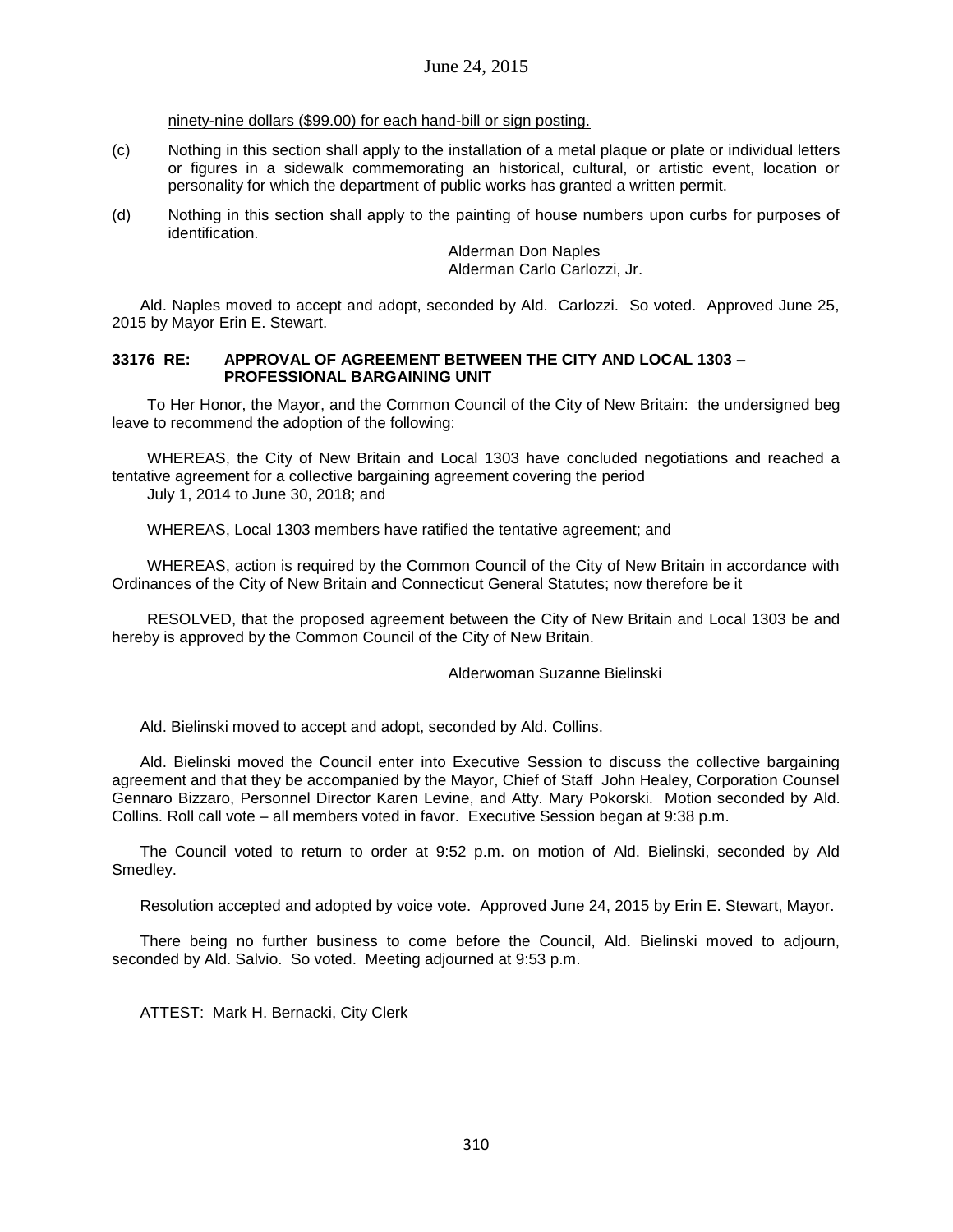ninety-nine dollars ($99.00) for each hand-bill or sign posting.

(c) Nothing in this section shall apply to the installation of a metal plaque or plate or individual letters or figures in a sidewalk commemorating an historical, cultural, or artistic event, location or personality for which the department of public works has granted a written permit.

(d) Nothing in this section shall apply to the painting of house numbers upon curbs for purposes of identification.

Alderman Don Naples
Alderman Carlo Carlozzi, Jr.

Ald. Naples moved to accept and adopt, seconded by Ald. Carlozzi. So voted. Approved June 25, 2015 by Mayor Erin E. Stewart.

**33176 RE: APPROVAL OF AGREEMENT BETWEEN THE CITY AND LOCAL 1303 – PROFESSIONAL BARGAINING UNIT**

To Her Honor, the Mayor, and the Common Council of the City of New Britain: the undersigned beg leave to recommend the adoption of the following:

WHEREAS, the City of New Britain and Local 1303 have concluded negotiations and reached a tentative agreement for a collective bargaining agreement covering the period July 1, 2014 to June 30, 2018; and

WHEREAS, Local 1303 members have ratified the tentative agreement; and

WHEREAS, action is required by the Common Council of the City of New Britain in accordance with Ordinances of the City of New Britain and Connecticut General Statutes; now therefore be it

RESOLVED, that the proposed agreement between the City of New Britain and Local 1303 be and hereby is approved by the Common Council of the City of New Britain.

Alderwoman Suzanne Bielinski

Ald. Bielinski moved to accept and adopt, seconded by Ald. Collins.

Ald. Bielinski moved the Council enter into Executive Session to discuss the collective bargaining agreement and that they be accompanied by the Mayor, Chief of Staff John Healey, Corporation Counsel Gennaro Bizzaro, Personnel Director Karen Levine, and Atty. Mary Pokorski. Motion seconded by Ald. Collins. Roll call vote – all members voted in favor. Executive Session began at 9:38 p.m.

The Council voted to return to order at 9:52 p.m. on motion of Ald. Bielinski, seconded by Ald Smedley.

Resolution accepted and adopted by voice vote. Approved June 24, 2015 by Erin E. Stewart, Mayor.

There being no further business to come before the Council, Ald. Bielinski moved to adjourn, seconded by Ald. Salvio. So voted. Meeting adjourned at 9:53 p.m.

ATTEST: Mark H. Bernacki, City Clerk